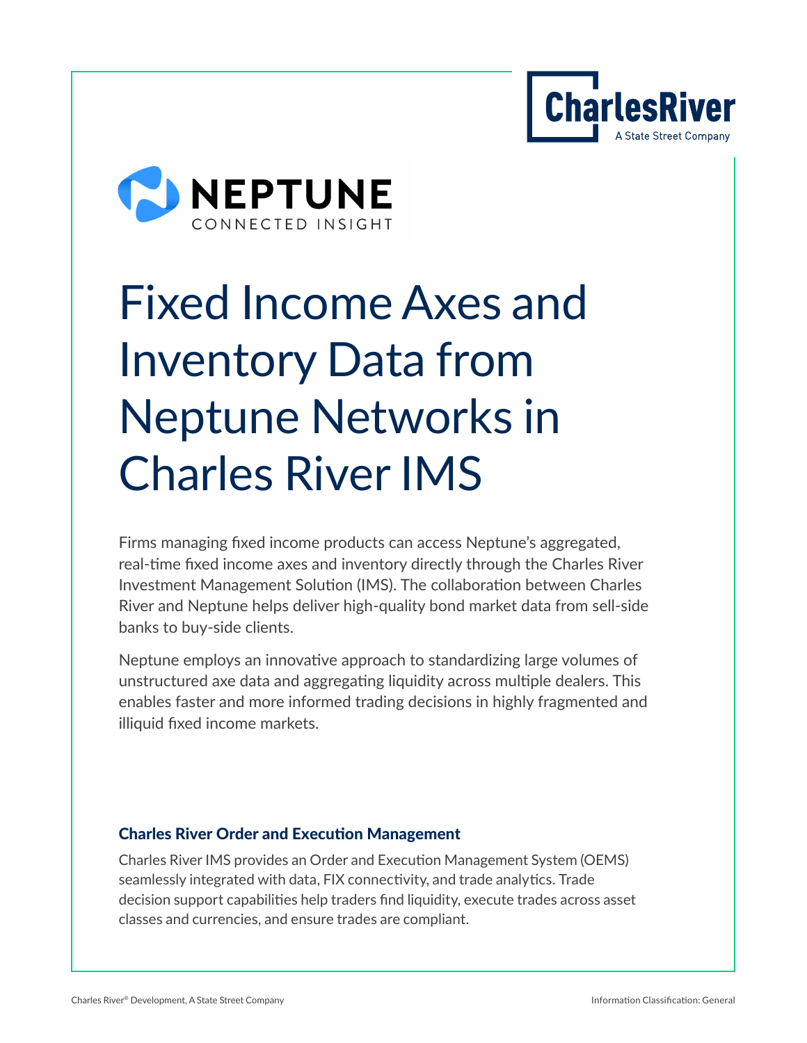# Fixed Income Axes and Inventory Data from Neptune Networks in Charles River IMS

Firms managing fixed income products can access Neptune's aggregated, real-time fixed income axes and inventory directly through the Charles River Investment Management Solution (IMS). The collaboration between Charles River and Neptune helps deliver high-quality bond market data from sell-side banks to buy-side clients.

Neptune employs an innovative approach to standardizing large volumes of unstructured axe data and aggregating liquidity across multiple dealers. This enables faster and more informed trading decisions in highly fragmented and illiquid fixed income markets.

### Charles River Order and Execution Management

Charles River IMS provides an Order and Execution Management System (OEMS) seamlessly integrated with data, FIX connectivity, and trade analytics. Trade decision support capabilities help traders find liquidity, execute trades across asset classes and currencies, and ensure trades are compliant.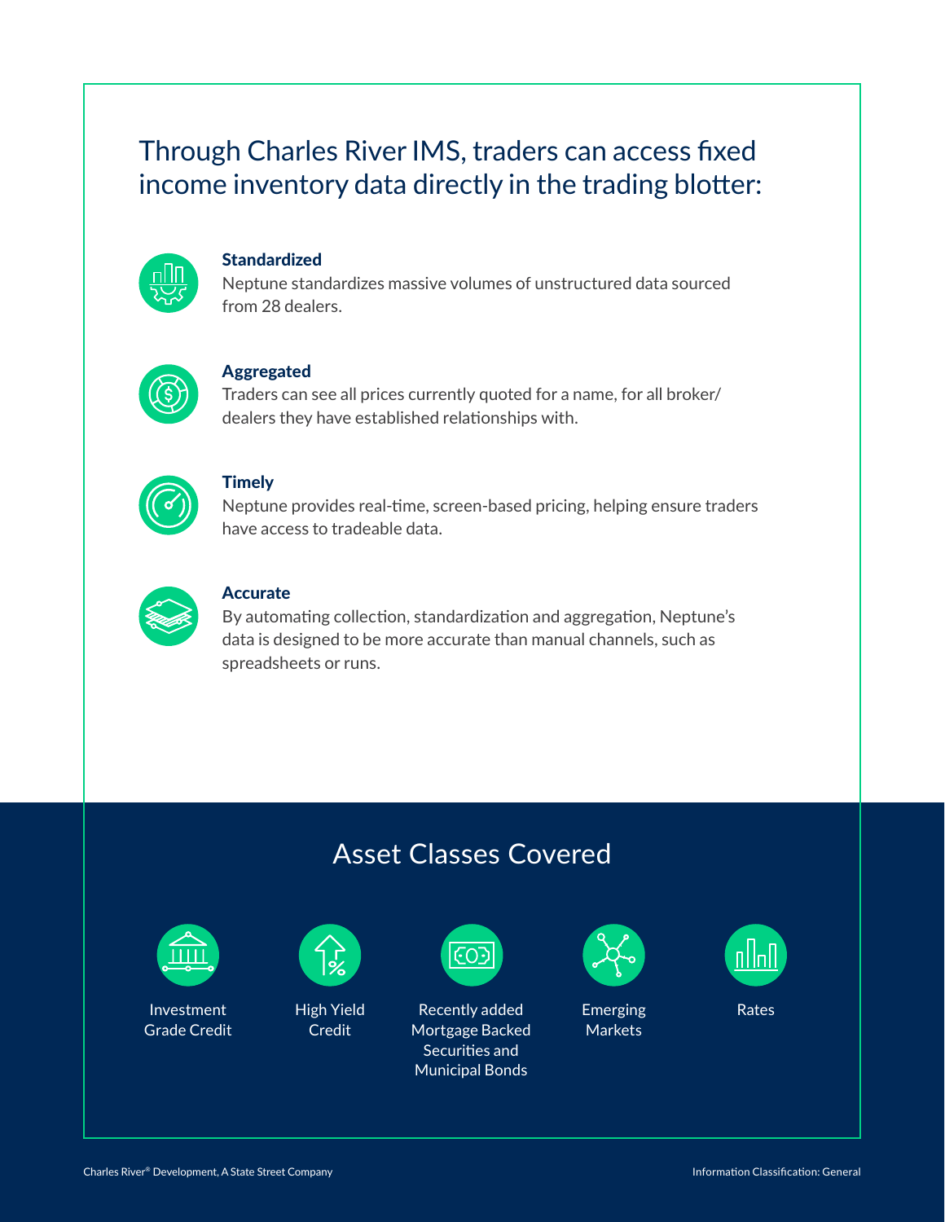## Through Charles River IMS, traders can access fixed income inventory data directly in the trading blotter:

**Standardized**
Neptune standardizes massive volumes of unstructured data sourced from 28 dealers.

**Aggregated**
Traders can see all prices currently quoted for a name, for all broker/dealers they have established relationships with.

**Timely**
Neptune provides real-time, screen-based pricing, helping ensure traders have access to tradeable data.

**Accurate**
By automating collection, standardization and aggregation, Neptune's data is designed to be more accurate than manual channels, such as spreadsheets or runs.

## Asset Classes Covered

- Investment Grade Credit
- High Yield Credit
- Recently added Mortgage Backed Securities and Municipal Bonds
- Emerging Markets
- Rates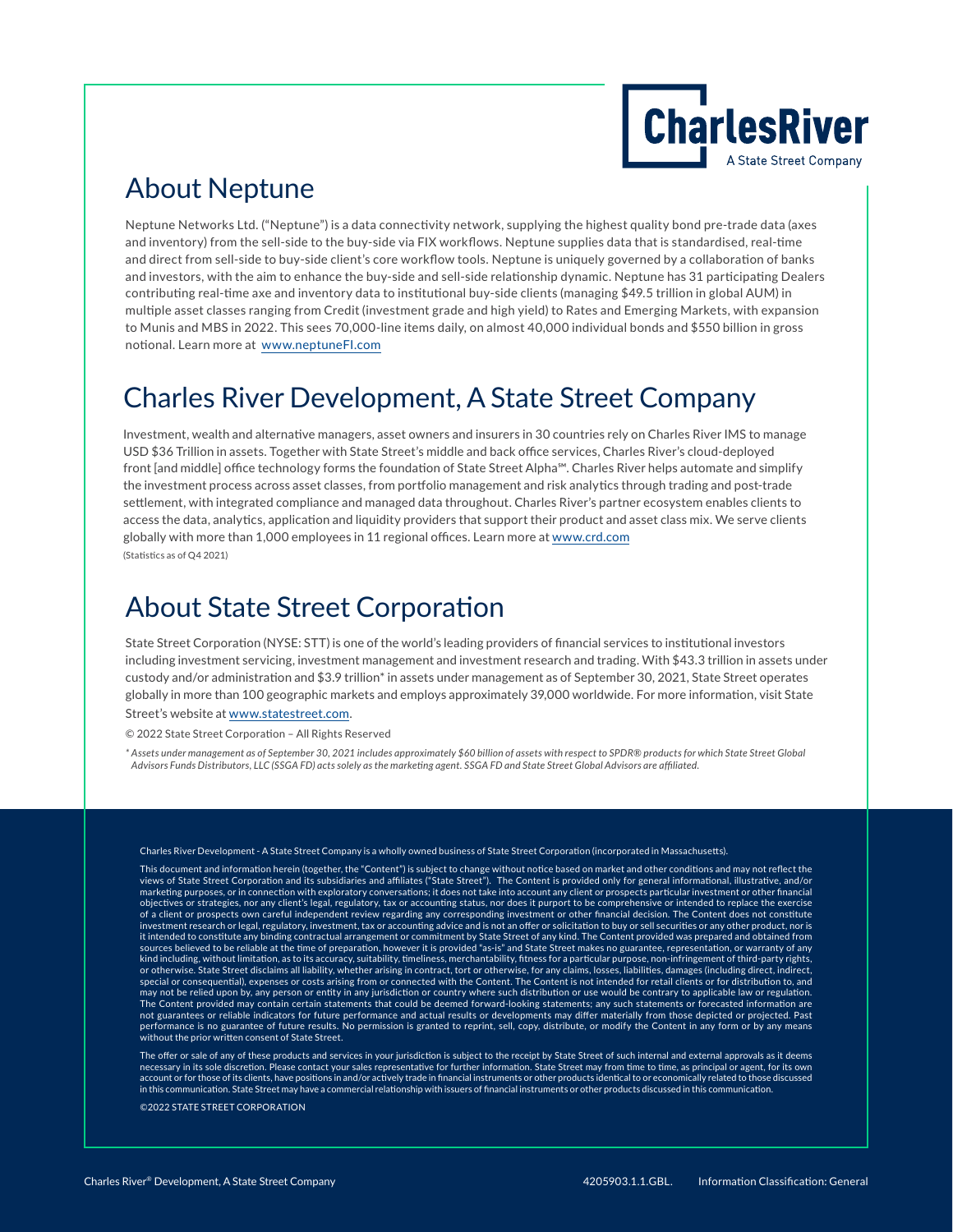## About Neptune

Neptune Networks Ltd. ("Neptune") is a data connectivity network, supplying the highest quality bond pre-trade data (axes and inventory) from the sell-side to the buy-side via FIX workflows. Neptune supplies data that is standardised, real-time and direct from sell-side to buy-side client's core workflow tools. Neptune is uniquely governed by a collaboration of banks and investors, with the aim to enhance the buy-side and sell-side relationship dynamic. Neptune has 31 participating Dealers contributing real-time axe and inventory data to institutional buy-side clients (managing $49.5 trillion in global AUM) in multiple asset classes ranging from Credit (investment grade and high yield) to Rates and Emerging Markets, with expansion to Munis and MBS in 2022. This sees 70,000-line items daily, on almost 40,000 individual bonds and $550 billion in gross notional. Learn more at www.neptuneFI.com

## Charles River Development, A State Street Company

Investment, wealth and alternative managers, asset owners and insurers in 30 countries rely on Charles River IMS to manage USD $36 Trillion in assets. Together with State Street's middle and back office services, Charles River's cloud-deployed front [and middle] office technology forms the foundation of State Street Alpha℠. Charles River helps automate and simplify the investment process across asset classes, from portfolio management and risk analytics through trading and post-trade settlement, with integrated compliance and managed data throughout. Charles River's partner ecosystem enables clients to access the data, analytics, application and liquidity providers that support their product and asset class mix. We serve clients globally with more than 1,000 employees in 11 regional offices. Learn more at www.crd.com

(Statistics as of Q4 2021)

## About State Street Corporation

State Street Corporation (NYSE: STT) is one of the world's leading providers of financial services to institutional investors including investment servicing, investment management and investment research and trading. With $43.3 trillion in assets under custody and/or administration and $3.9 trillion* in assets under management as of September 30, 2021, State Street operates globally in more than 100 geographic markets and employs approximately 39,000 worldwide. For more information, visit State Street's website at www.statestreet.com.

© 2022 State Street Corporation – All Rights Reserved

*\* Assets under management as of September 30, 2021 includes approximately $60 billion of assets with respect to SPDR® products for which State Street Global Advisors Funds Distributors, LLC (SSGA FD) acts solely as the marketing agent. SSGA FD and State Street Global Advisors are affiliated.*

Charles River Development - A State Street Company is a wholly owned business of State Street Corporation (incorporated in Massachusetts).

This document and information herein (together, the "Content") is subject to change without notice based on market and other conditions and may not reflect the views of State Street Corporation and its subsidiaries and affiliates ("State Street"). The Content is provided only for general informational, illustrative, and/or marketing purposes, or in connection with exploratory conversations; it does not take into account any client or prospects particular investment or other financial objectives or strategies, nor any client's legal, regulatory, tax or accounting status, nor does it purport to be comprehensive or intended to replace the exercise of a client or prospects own careful independent review regarding any corresponding investment or other financial decision. The Content does not constitute investment research or legal, regulatory, investment, tax or accounting advice and is not an offer or solicitation to buy or sell securities or any other product, nor is it intended to constitute any binding contractual arrangement or commitment by State Street of any kind. The Content provided was prepared and obtained from sources believed to be reliable at the time of preparation, however it is provided "as-is" and State Street makes no guarantee, representation, or warranty of any kind including, without limitation, as to its accuracy, suitability, timeliness, merchantability, fitness for a particular purpose, non-infringement of third-party rights, or otherwise. State Street disclaims all liability, whether arising in contract, tort or otherwise, for any claims, losses, liabilities, damages (including direct, indirect, special or consequential), expenses or costs arising from or connected with the Content. The Content is not intended for retail clients or for distribution to, and may not be relied upon by, any person or entity in any jurisdiction or country where such distribution or use would be contrary to applicable law or regulation. The Content provided may contain certain statements that could be deemed forward-looking statements; any such statements or forecasted information are not guarantees or reliable indicators for future performance and actual results or developments may differ materially from those depicted or projected. Past performance is no guarantee of future results. No permission is granted to reprint, sell, copy, distribute, or modify the Content in any form or by any means without the prior written consent of State Street.

The offer or sale of any of these products and services in your jurisdiction is subject to the receipt by State Street of such internal and external approvals as it deems necessary in its sole discretion. Please contact your sales representative for further information. State Street may from time to time, as principal or agent, for its own account or for those of its clients, have positions in and/or actively trade in financial instruments or other products identical to or economically related to those discussed in this communication. State Street may have a commercial relationship with issuers of financial instruments or other products discussed in this communication.

©2022 STATE STREET CORPORATION

Charles River® Development, A State Street Company 4205903.1.1.GBL. Information Classification: General